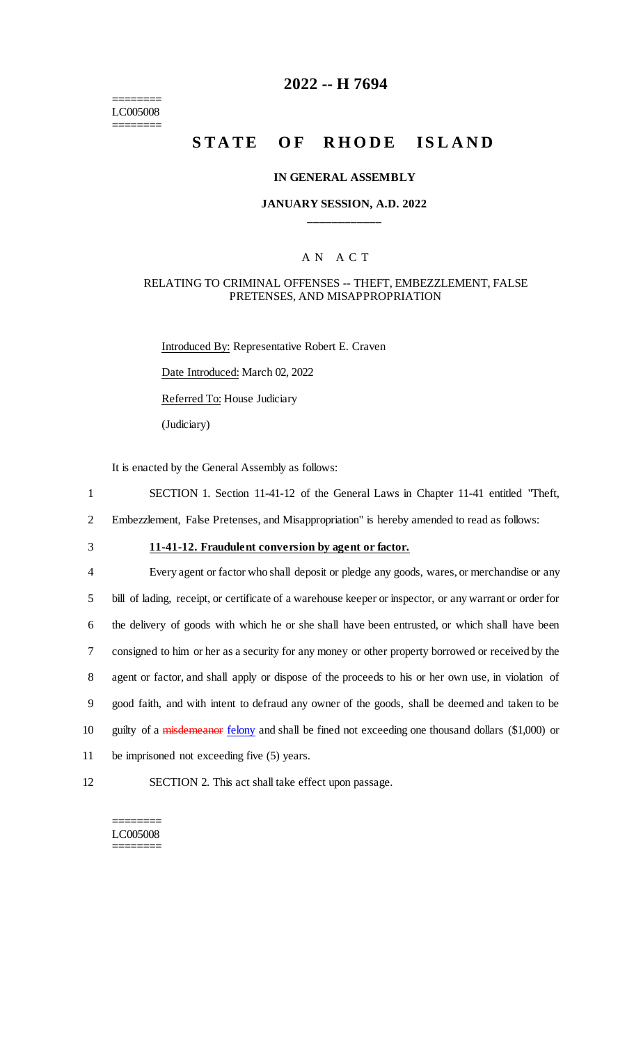========
LC005008
========

# 2022 -- H 7694

# STATE OF RHODE ISLAND

### IN GENERAL ASSEMBLY

### JANUARY SESSION, A.D. 2022

____________

AN ACT

RELATING TO CRIMINAL OFFENSES -- THEFT, EMBEZZLEMENT, FALSE PRETENSES, AND MISAPPROPRIATION

Introduced By: Representative Robert E. Craven

Date Introduced: March 02, 2022

Referred To: House Judiciary

(Judiciary)

It is enacted by the General Assembly as follows:

1 SECTION 1. Section 11-41-12 of the General Laws in Chapter 11-41 entitled "Theft,
2 Embezzlement, False Pretenses, and Misappropriation" is hereby amended to read as follows:

3 **11-41-12. Fraudulent conversion by agent or factor.**

4 Every agent or factor who shall deposit or pledge any goods, wares, or merchandise or any
5 bill of lading, receipt, or certificate of a warehouse keeper or inspector, or any warrant or order for
6 the delivery of goods with which he or she shall have been entrusted, or which shall have been
7 consigned to him or her as a security for any money or other property borrowed or received by the
8 agent or factor, and shall apply or dispose of the proceeds to his or her own use, in violation of
9 good faith, and with intent to defraud any owner of the goods, shall be deemed and taken to be
10 guilty of a ~~misdemeanor~~ felony and shall be fined not exceeding one thousand dollars ($1,000) or
11 be imprisoned not exceeding five (5) years.

12 SECTION 2. This act shall take effect upon passage.

========
LC005008
========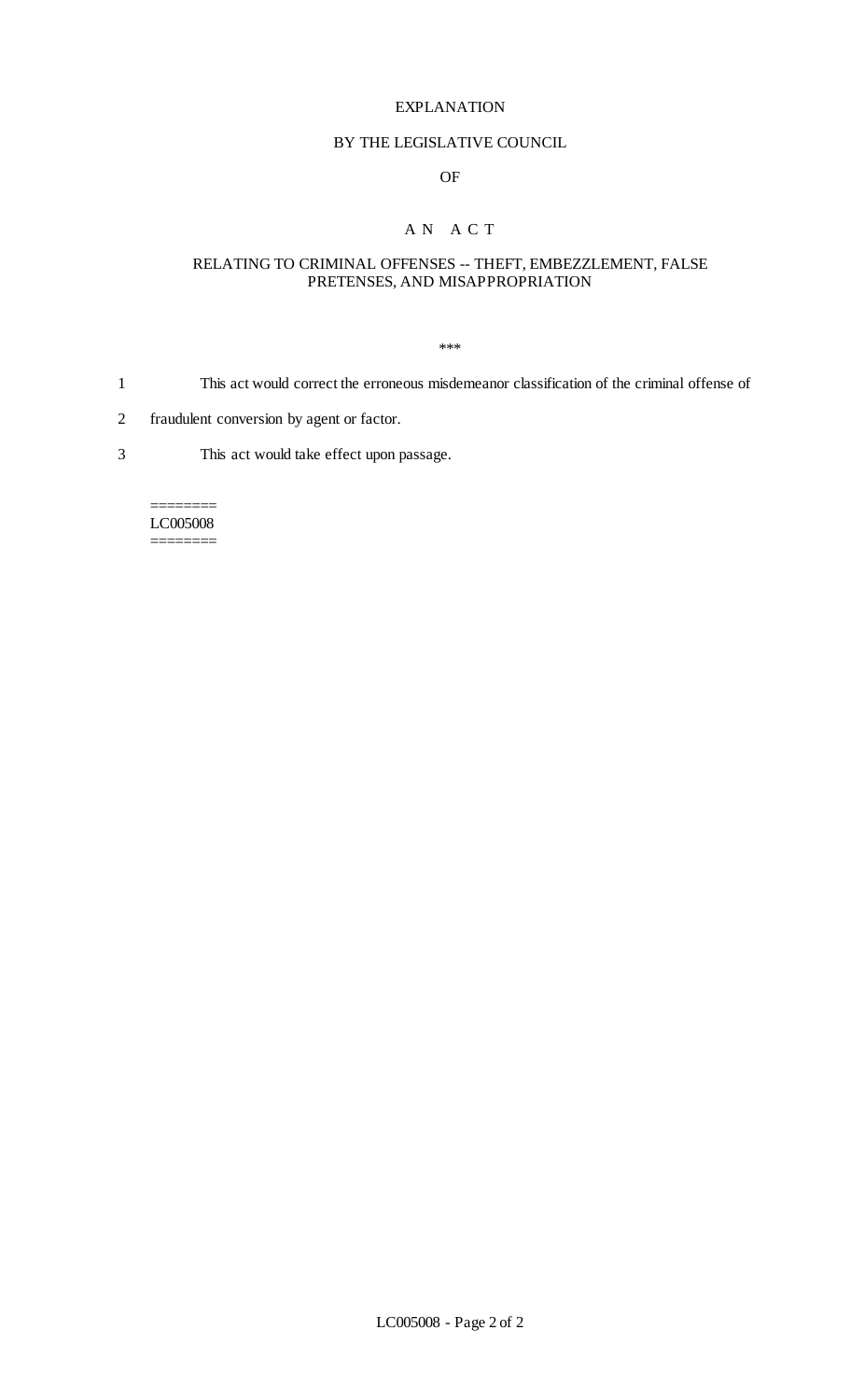# EXPLANATION

## BY THE LEGISLATIVE COUNCIL

## OF

## A N A C T

## RELATING TO CRIMINAL OFFENSES -- THEFT, EMBEZZLEMENT, FALSE PRETENSES, AND MISAPPROPRIATION

***

1 This act would correct the erroneous misdemeanor classification of the criminal offense of

2 fraudulent conversion by agent or factor.

3 This act would take effect upon passage.

========
LC005008
========